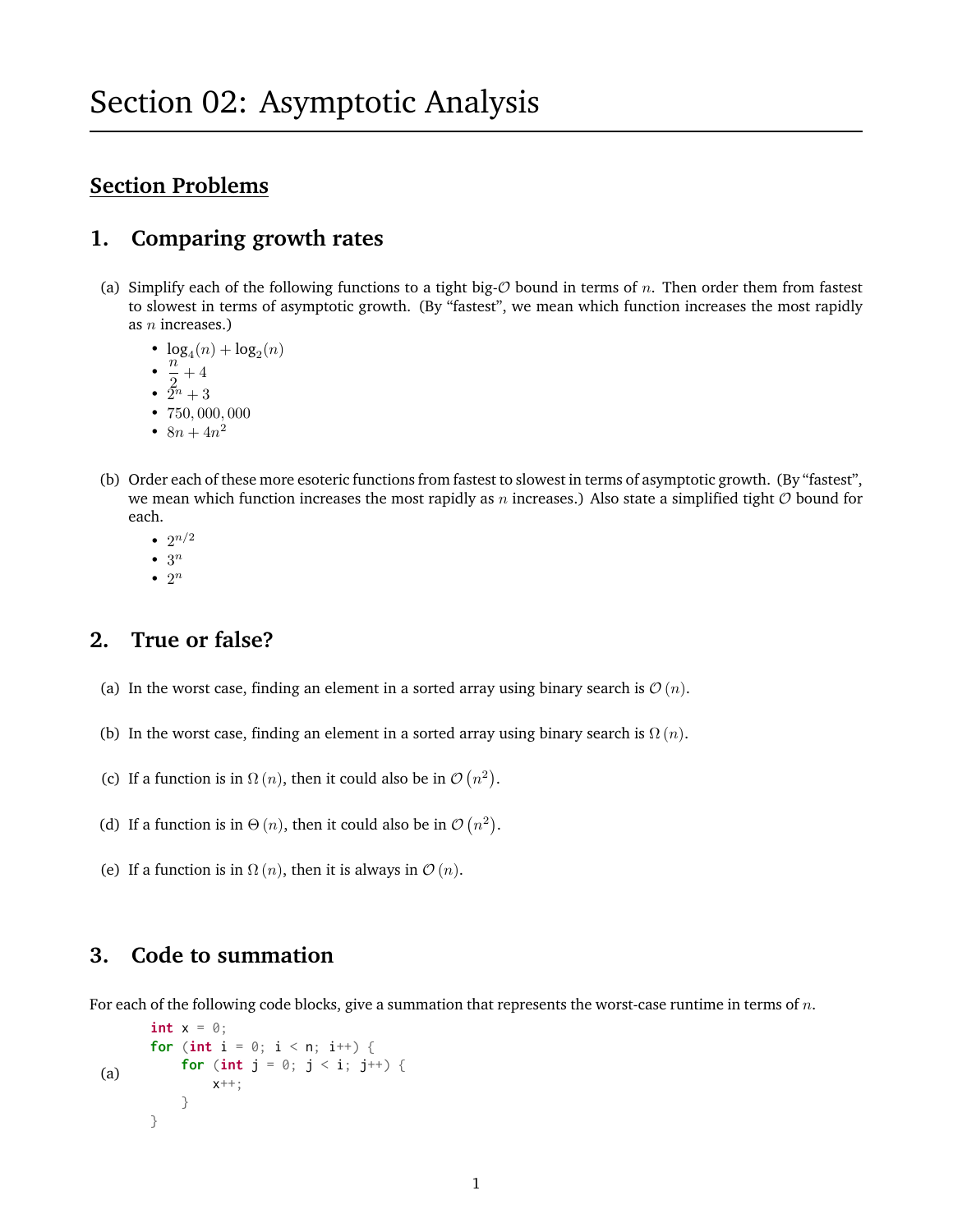# Section 02: Asymptotic Analysis

## Section Problems

### 1. Comparing growth rates

(a) Simplify each of the following functions to a tight big-$\mathcal{O}$ bound in terms of $n$. Then order them from fastest to slowest in terms of asymptotic growth. (By "fastest", we mean which function increases the most rapidly as $n$ increases.)

- $\log_4(n) + \log_2(n)$
- $\frac{n}{2} + 4$
- $2^n + 3$
- $750,000,000$
- $8n + 4n^2$

(b) Order each of these more esoteric functions from fastest to slowest in terms of asymptotic growth. (By "fastest", we mean which function increases the most rapidly as $n$ increases.) Also state a simplified tight $\mathcal{O}$ bound for each.

- $2^{n/2}$
- $3^n$
- $2^n$

### 2. True or false?

(a) In the worst case, finding an element in a sorted array using binary search is $\mathcal{O}(n)$.

(b) In the worst case, finding an element in a sorted array using binary search is $\Omega(n)$.

(c) If a function is in $\Omega(n)$, then it could also be in $\mathcal{O}(n^2)$.

(d) If a function is in $\Theta(n)$, then it could also be in $\mathcal{O}(n^2)$.

(e) If a function is in $\Omega(n)$, then it is always in $\mathcal{O}(n)$.

### 3. Code to summation

For each of the following code blocks, give a summation that represents the worst-case runtime in terms of $n$.

(a)

```
int x = 0;
for (int i = 0; i < n; i++) {
    for (int j = 0; j < i; j++) {
        x++;
    }
}
```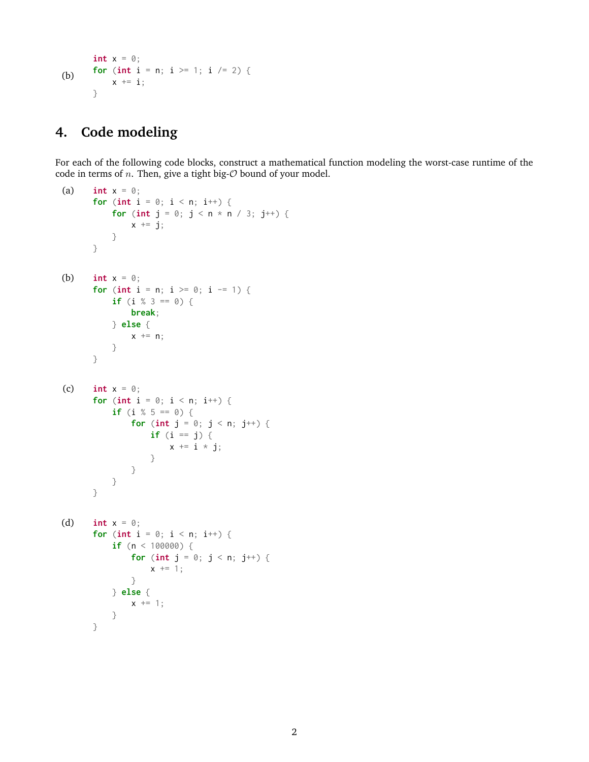(b)

```
int x = 0;
for (int i = n; i >= 1; i /= 2) {
    x += i;
}
```

## 4. Code modeling

For each of the following code blocks, construct a mathematical function modeling the worst-case runtime of the code in terms of $n$. Then, give a tight big-$\mathcal{O}$ bound of your model.

(a)

```
int x = 0;
for (int i = 0; i < n; i++) {
    for (int j = 0; j < n * n / 3; j++) {
        x += j;
    }
}
```

(b)

```
int x = 0;
for (int i = n; i >= 0; i -= 1) {
    if (i % 3 == 0) {
        break;
    } else {
        x += n;
    }
}
```

(c)

```
int x = 0;
for (int i = 0; i < n; i++) {
    if (i % 5 == 0) {
        for (int j = 0; j < n; j++) {
            if (i == j) {
                x += i * j;
            }
        }
    }
}
```

(d)

```
int x = 0;
for (int i = 0; i < n; i++) {
    if (n < 100000) {
        for (int j = 0; j < n; j++) {
            x += 1;
        }
    } else {
        x += 1;
    }
}
```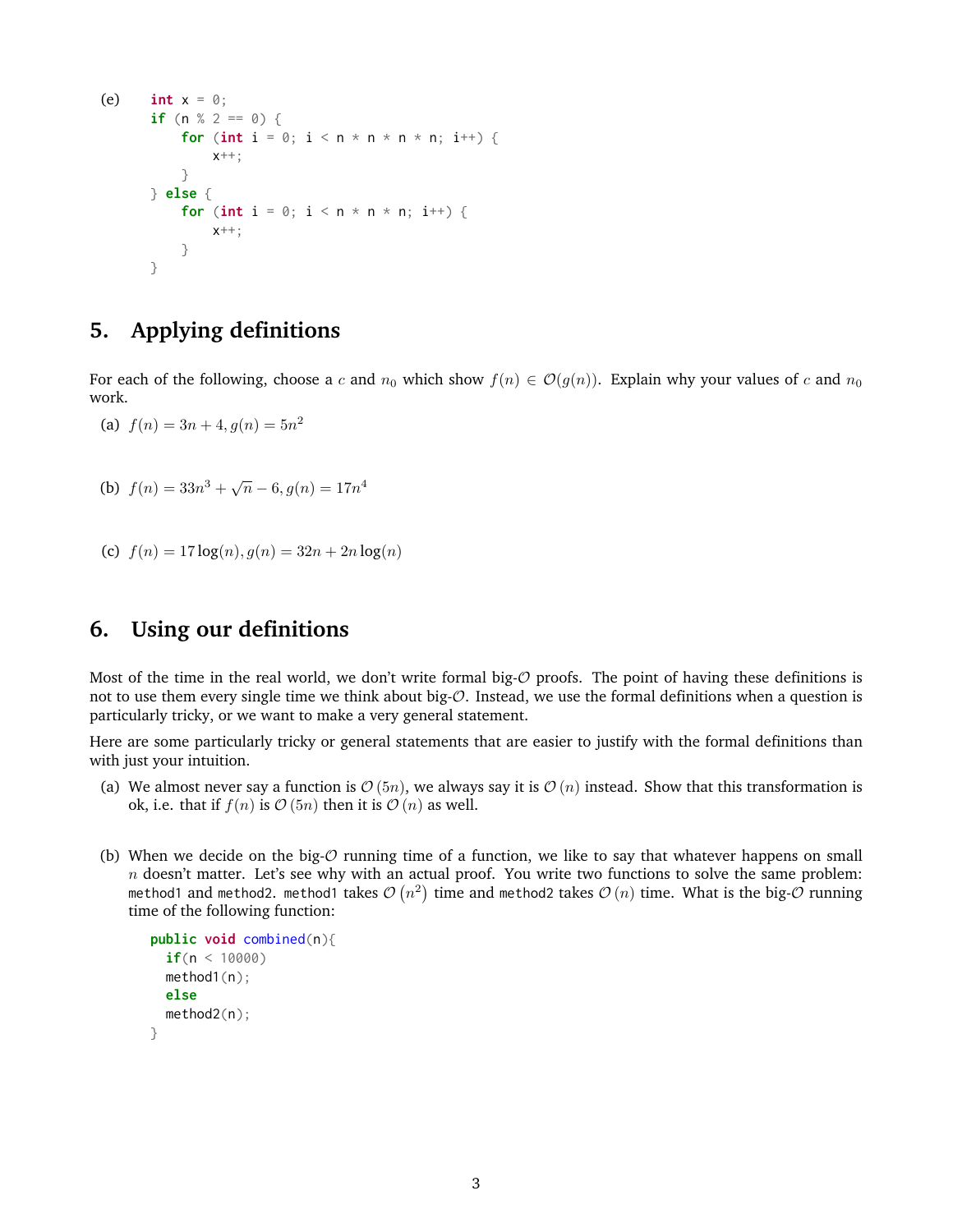(e)

```
int x = 0;
if (n % 2 == 0) {
    for (int i = 0; i < n * n * n * n; i++) {
        x++;
    }
} else {
    for (int i = 0; i < n * n * n; i++) {
        x++;
    }
}
```

## 5. Applying definitions

For each of the following, choose a $c$ and $n_0$ which show $f(n) \in \mathcal{O}(g(n))$. Explain why your values of $c$ and $n_0$ work.

(a) $f(n) = 3n + 4, g(n) = 5n^2$

(b) $f(n) = 33n^3 + \sqrt{n} - 6, g(n) = 17n^4$

(c) $f(n) = 17\log(n), g(n) = 32n + 2n\log(n)$

## 6. Using our definitions

Most of the time in the real world, we don't write formal big-$\mathcal{O}$ proofs. The point of having these definitions is not to use them every single time we think about big-$\mathcal{O}$. Instead, we use the formal definitions when a question is particularly tricky, or we want to make a very general statement.

Here are some particularly tricky or general statements that are easier to justify with the formal definitions than with just your intuition.

(a) We almost never say a function is $\mathcal{O}(5n)$, we always say it is $\mathcal{O}(n)$ instead. Show that this transformation is ok, i.e. that if $f(n)$ is $\mathcal{O}(5n)$ then it is $\mathcal{O}(n)$ as well.

(b) When we decide on the big-$\mathcal{O}$ running time of a function, we like to say that whatever happens on small $n$ doesn't matter. Let's see why with an actual proof. You write two functions to solve the same problem: `method1` and `method2`. `method1` takes $\mathcal{O}(n^2)$ time and `method2` takes $\mathcal{O}(n)$ time. What is the big-$\mathcal{O}$ running time of the following function:

```
public void combined(n){
  if(n < 10000)
  method1(n);
  else
  method2(n);
}
```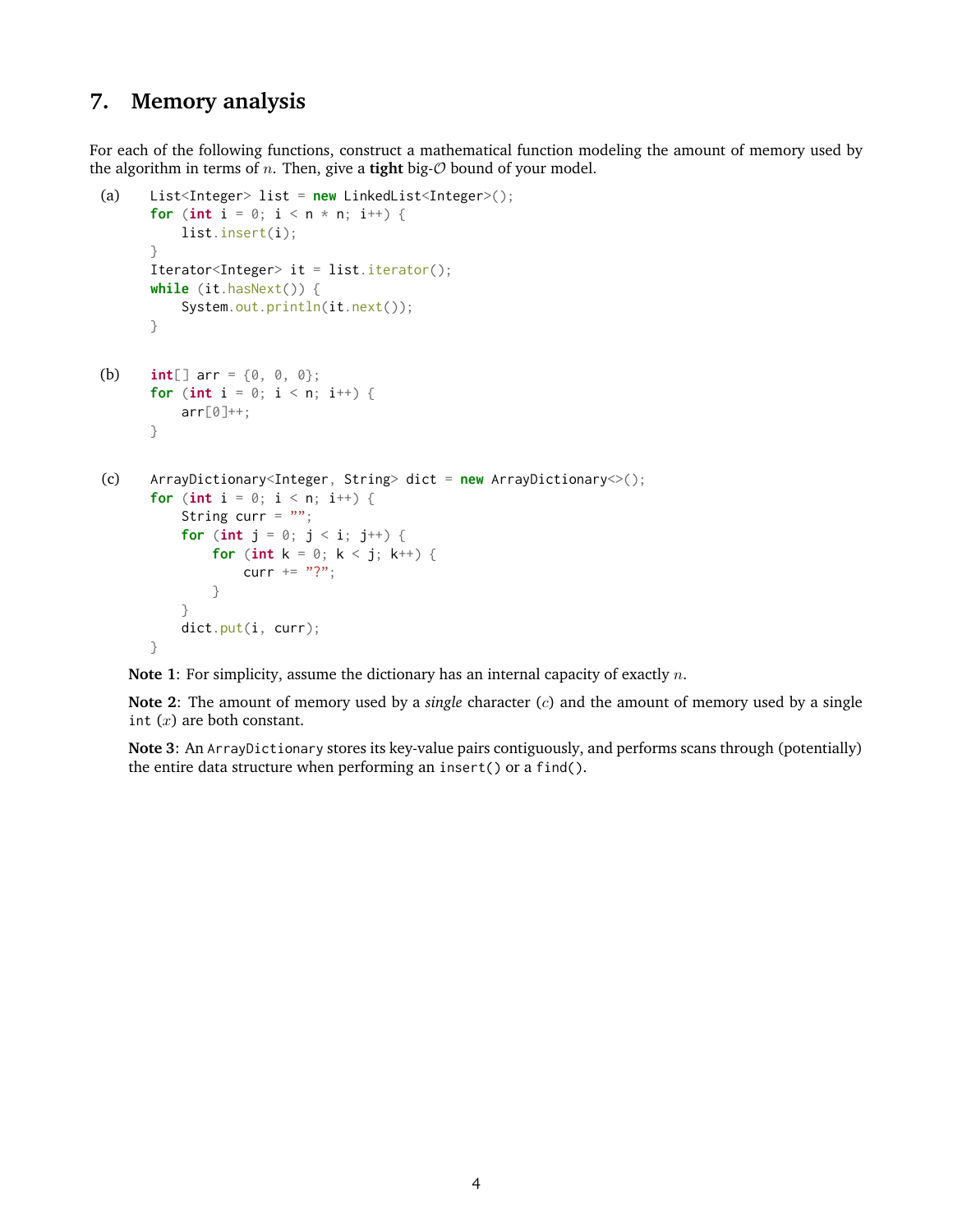## 7. Memory analysis

For each of the following functions, construct a mathematical function modeling the amount of memory used by the algorithm in terms of $n$. Then, give a **tight** big-$\mathcal{O}$ bound of your model.

(a)

```java
List<Integer> list = new LinkedList<Integer>();
for (int i = 0; i < n * n; i++) {
    list.insert(i);
}
Iterator<Integer> it = list.iterator();
while (it.hasNext()) {
    System.out.println(it.next());
}
```

(b)

```java
int[] arr = {0, 0, 0};
for (int i = 0; i < n; i++) {
    arr[0]++;
}
```

(c)

```java
ArrayDictionary<Integer, String> dict = new ArrayDictionary<>();
for (int i = 0; i < n; i++) {
    String curr = "";
    for (int j = 0; j < i; j++) {
        for (int k = 0; k < j; k++) {
            curr += "?";
        }
    }
    dict.put(i, curr);
}
```

**Note 1**: For simplicity, assume the dictionary has an internal capacity of exactly $n$.

**Note 2**: The amount of memory used by a *single* character ($c$) and the amount of memory used by a single `int` ($x$) are both constant.

**Note 3**: An `ArrayDictionary` stores its key-value pairs contiguously, and performs scans through (potentially) the entire data structure when performing an `insert()` or a `find()`.